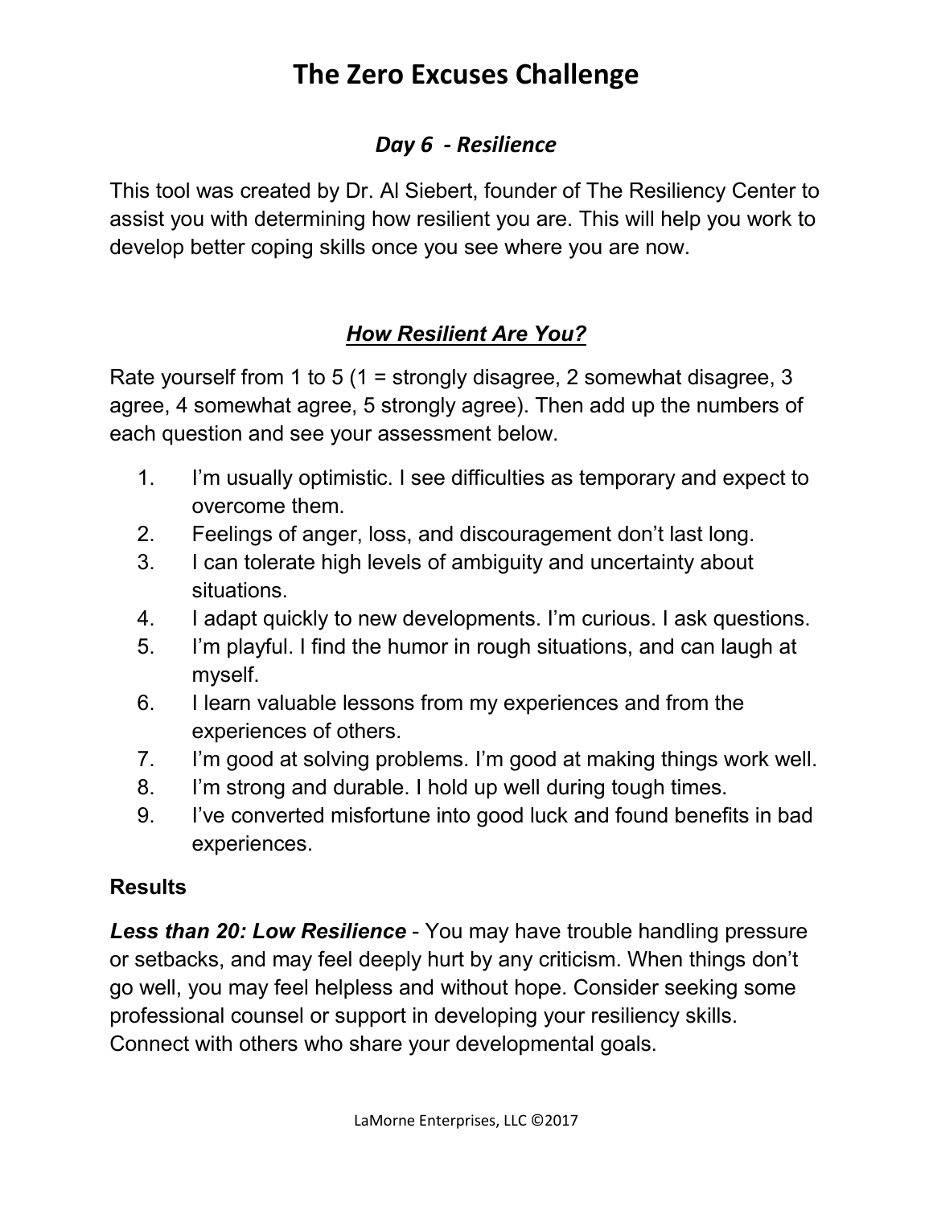# The Zero Excuses Challenge

## *Day 6 - Resilience*

This tool was created by Dr. Al Siebert, founder of The Resiliency Center to assist you with determining how resilient you are. This will help you work to develop better coping skills once you see where you are now.

## ***How Resilient Are You?***

Rate yourself from 1 to 5 (1 = strongly disagree, 2 somewhat disagree, 3 agree, 4 somewhat agree, 5 strongly agree). Then add up the numbers of each question and see your assessment below.

1. I'm usually optimistic. I see difficulties as temporary and expect to overcome them.
2. Feelings of anger, loss, and discouragement don't last long.
3. I can tolerate high levels of ambiguity and uncertainty about situations.
4. I adapt quickly to new developments. I'm curious. I ask questions.
5. I'm playful. I find the humor in rough situations, and can laugh at myself.
6. I learn valuable lessons from my experiences and from the experiences of others.
7. I'm good at solving problems. I'm good at making things work well.
8. I'm strong and durable. I hold up well during tough times.
9. I've converted misfortune into good luck and found benefits in bad experiences.

**Results**

***Less than 20: Low Resilience*** - You may have trouble handling pressure or setbacks, and may feel deeply hurt by any criticism. When things don't go well, you may feel helpless and without hope. Consider seeking some professional counsel or support in developing your resiliency skills. Connect with others who share your developmental goals.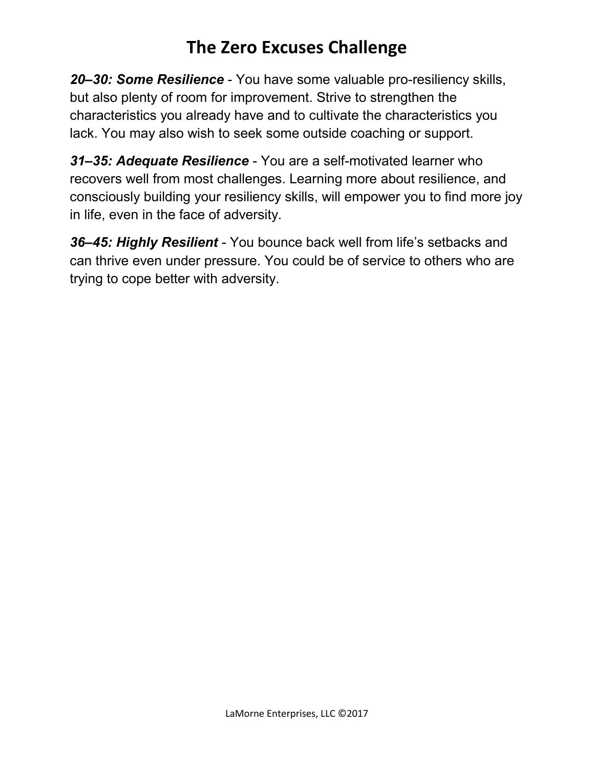# The Zero Excuses Challenge

***20–30: Some Resilience*** - You have some valuable pro-resiliency skills, but also plenty of room for improvement. Strive to strengthen the characteristics you already have and to cultivate the characteristics you lack. You may also wish to seek some outside coaching or support.

***31–35: Adequate Resilience*** - You are a self-motivated learner who recovers well from most challenges. Learning more about resilience, and consciously building your resiliency skills, will empower you to find more joy in life, even in the face of adversity.

***36–45: Highly Resilient*** - You bounce back well from life's setbacks and can thrive even under pressure. You could be of service to others who are trying to cope better with adversity.